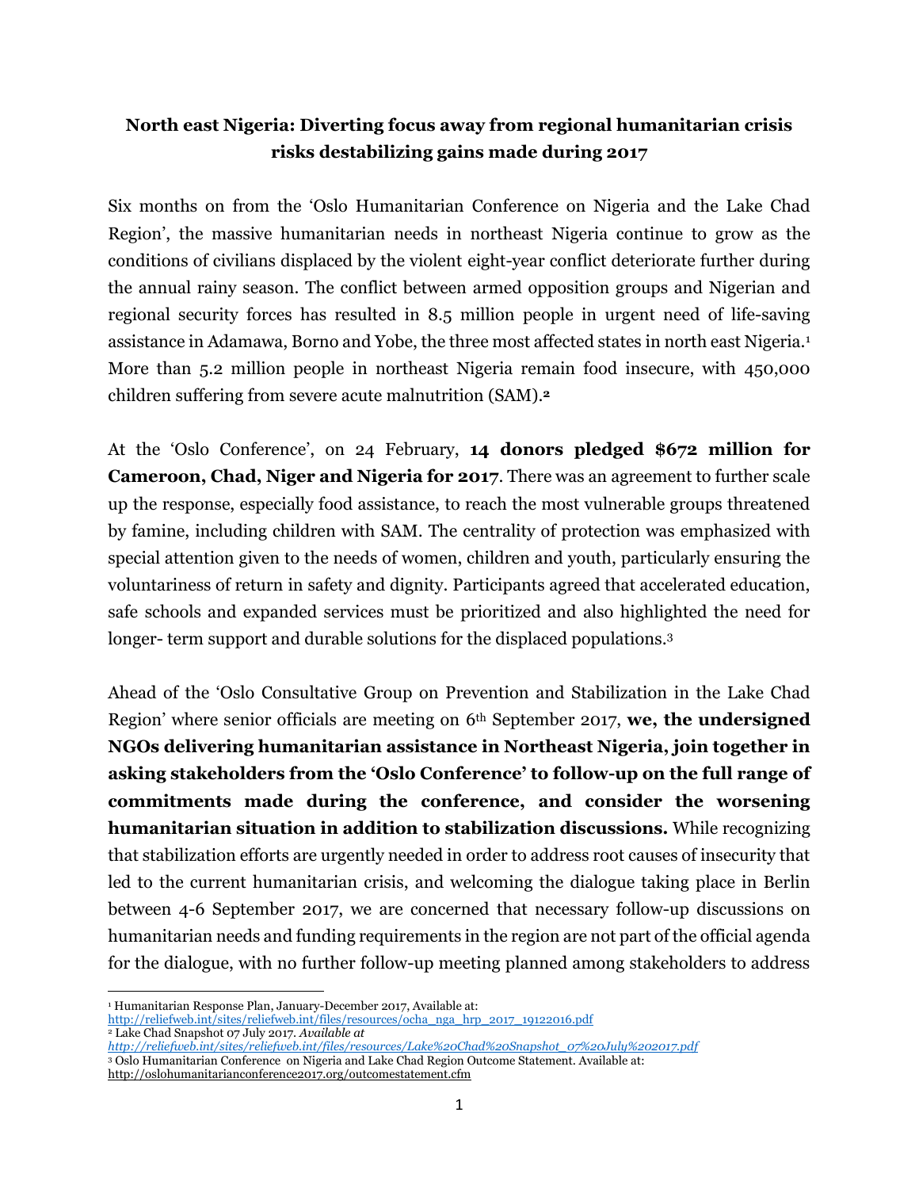**North east Nigeria: Diverting focus away from regional humanitarian crisis risks destabilizing gains made during 2017**

Six months on from the 'Oslo Humanitarian Conference on Nigeria and the Lake Chad Region', the massive humanitarian needs in northeast Nigeria continue to grow as the conditions of civilians displaced by the violent eight-year conflict deteriorate further during the annual rainy season. The conflict between armed opposition groups and Nigerian and regional security forces has resulted in 8.5 million people in urgent need of life-saving assistance in Adamawa, Borno and Yobe, the three most affected states in north east Nigeria.[1] More than 5.2 million people in northeast Nigeria remain food insecure, with 450,000 children suffering from severe acute malnutrition (SAM).[2]

At the 'Oslo Conference', on 24 February, **14 donors pledged $672 million for Cameroon, Chad, Niger and Nigeria for 2017**. There was an agreement to further scale up the response, especially food assistance, to reach the most vulnerable groups threatened by famine, including children with SAM. The centrality of protection was emphasized with special attention given to the needs of women, children and youth, particularly ensuring the voluntariness of return in safety and dignity. Participants agreed that accelerated education, safe schools and expanded services must be prioritized and also highlighted the need for longer- term support and durable solutions for the displaced populations.[3]

Ahead of the 'Oslo Consultative Group on Prevention and Stabilization in the Lake Chad Region' where senior officials are meeting on 6th September 2017, **we, the undersigned NGOs delivering humanitarian assistance in Northeast Nigeria, join together in asking stakeholders from the 'Oslo Conference' to follow-up on the full range of commitments made during the conference, and consider the worsening humanitarian situation in addition to stabilization discussions.** While recognizing that stabilization efforts are urgently needed in order to address root causes of insecurity that led to the current humanitarian crisis, and welcoming the dialogue taking place in Berlin between 4-6 September 2017, we are concerned that necessary follow-up discussions on humanitarian needs and funding requirements in the region are not part of the official agenda for the dialogue, with no further follow-up meeting planned among stakeholders to address

---

[1] Humanitarian Response Plan, January-December 2017, Available at: http://reliefweb.int/sites/reliefweb.int/files/resources/ocha_nga_hrp_2017_19122016.pdf

[2] Lake Chad Snapshot 07 July 2017. *Available at http://reliefweb.int/sites/reliefweb.int/files/resources/Lake%20Chad%20Snapshot_07%20July%202017.pdf*

[3] Oslo Humanitarian Conference on Nigeria and Lake Chad Region Outcome Statement. Available at: http://oslohumanitarianconference2017.org/outcomestatement.cfm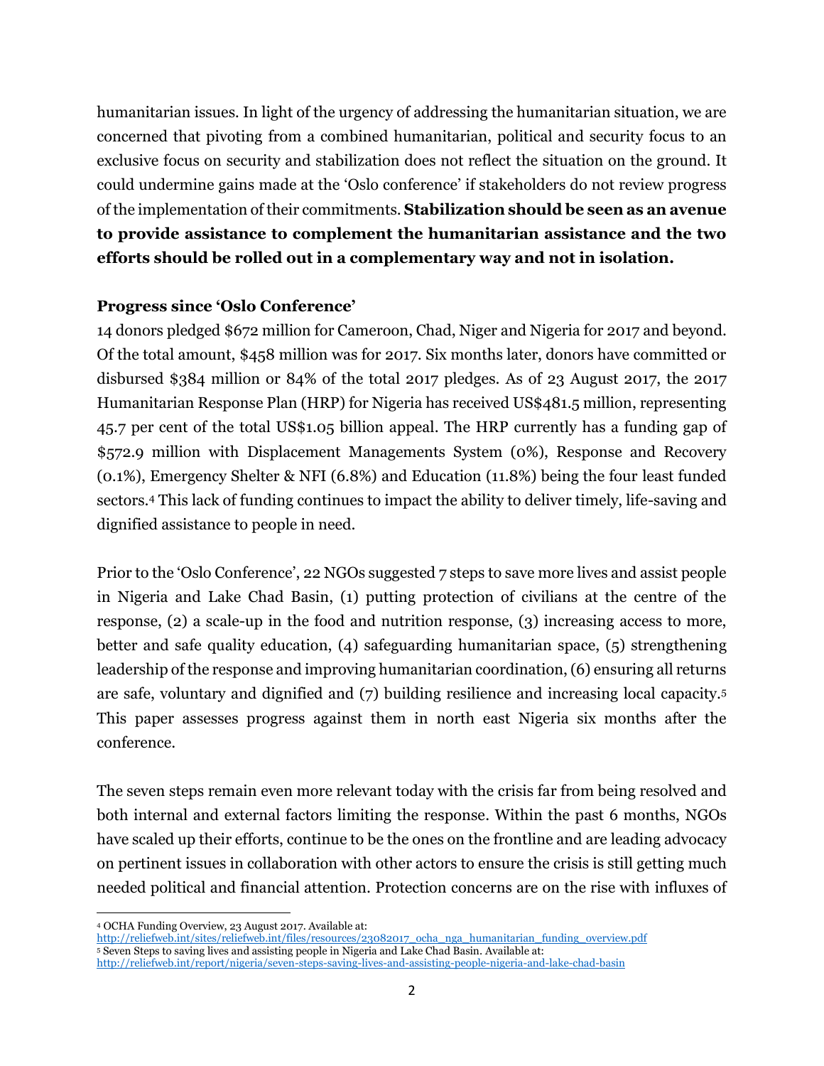humanitarian issues. In light of the urgency of addressing the humanitarian situation, we are concerned that pivoting from a combined humanitarian, political and security focus to an exclusive focus on security and stabilization does not reflect the situation on the ground. It could undermine gains made at the 'Oslo conference' if stakeholders do not review progress of the implementation of their commitments. **Stabilization should be seen as an avenue to provide assistance to complement the humanitarian assistance and the two efforts should be rolled out in a complementary way and not in isolation.**

**Progress since 'Oslo Conference'**

14 donors pledged $672 million for Cameroon, Chad, Niger and Nigeria for 2017 and beyond. Of the total amount, $458 million was for 2017. Six months later, donors have committed or disbursed $384 million or 84% of the total 2017 pledges. As of 23 August 2017, the 2017 Humanitarian Response Plan (HRP) for Nigeria has received US$481.5 million, representing 45.7 per cent of the total US$1.05 billion appeal. The HRP currently has a funding gap of $572.9 million with Displacement Managements System (0%), Response and Recovery (0.1%), Emergency Shelter & NFI (6.8%) and Education (11.8%) being the four least funded sectors.[4] This lack of funding continues to impact the ability to deliver timely, life-saving and dignified assistance to people in need.

Prior to the 'Oslo Conference', 22 NGOs suggested 7 steps to save more lives and assist people in Nigeria and Lake Chad Basin, (1) putting protection of civilians at the centre of the response, (2) a scale-up in the food and nutrition response, (3) increasing access to more, better and safe quality education, (4) safeguarding humanitarian space, (5) strengthening leadership of the response and improving humanitarian coordination, (6) ensuring all returns are safe, voluntary and dignified and (7) building resilience and increasing local capacity.[5] This paper assesses progress against them in north east Nigeria six months after the conference.

The seven steps remain even more relevant today with the crisis far from being resolved and both internal and external factors limiting the response. Within the past 6 months, NGOs have scaled up their efforts, continue to be the ones on the frontline and are leading advocacy on pertinent issues in collaboration with other actors to ensure the crisis is still getting much needed political and financial attention. Protection concerns are on the rise with influxes of

[4] OCHA Funding Overview, 23 August 2017. Available at: http://reliefweb.int/sites/reliefweb.int/files/resources/23082017_ocha_nga_humanitarian_funding_overview.pdf

[5] Seven Steps to saving lives and assisting people in Nigeria and Lake Chad Basin. Available at: http://reliefweb.int/report/nigeria/seven-steps-saving-lives-and-assisting-people-nigeria-and-lake-chad-basin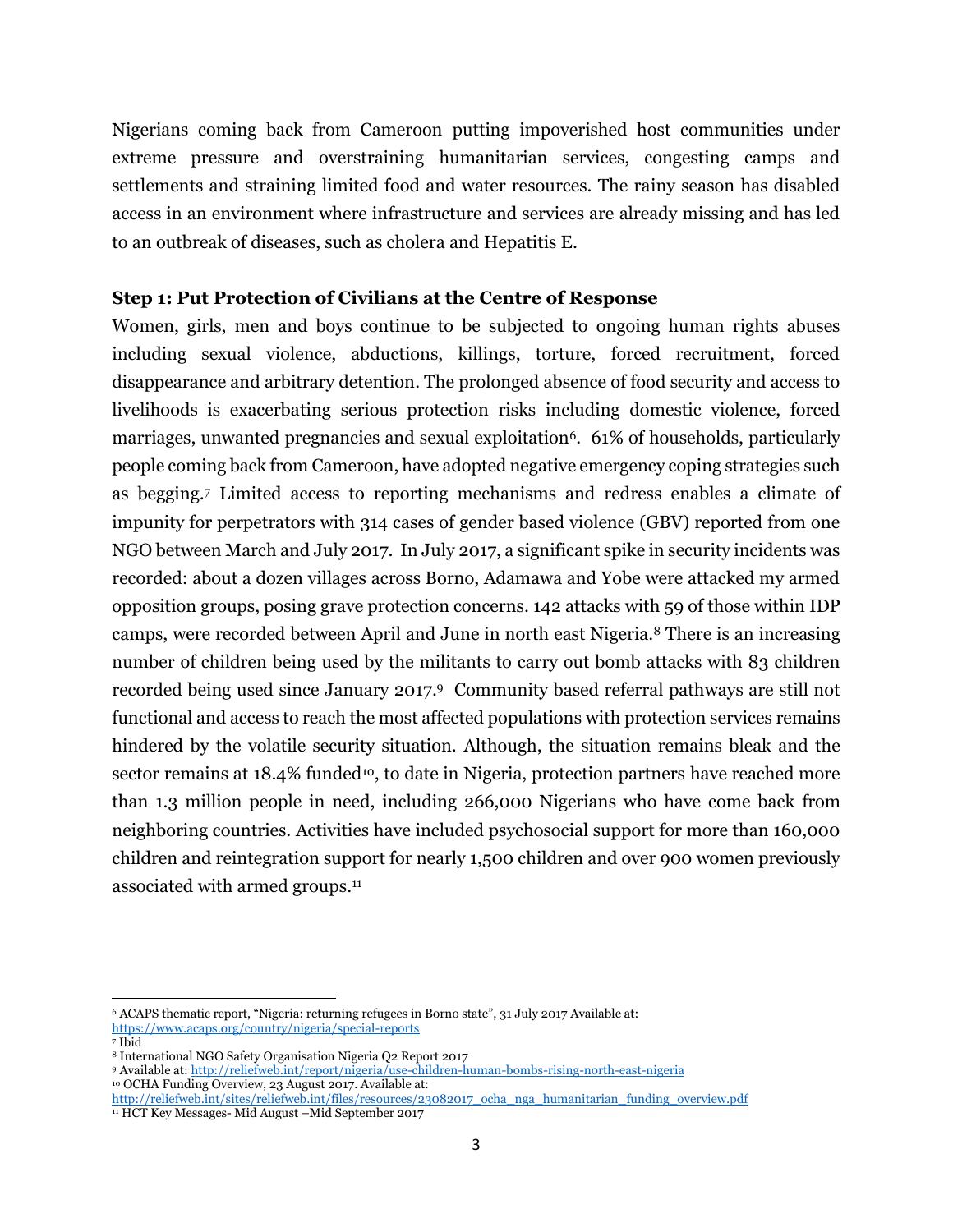Nigerians coming back from Cameroon putting impoverished host communities under extreme pressure and overstraining humanitarian services, congesting camps and settlements and straining limited food and water resources. The rainy season has disabled access in an environment where infrastructure and services are already missing and has led to an outbreak of diseases, such as cholera and Hepatitis E.

**Step 1: Put Protection of Civilians at the Centre of Response**

Women, girls, men and boys continue to be subjected to ongoing human rights abuses including sexual violence, abductions, killings, torture, forced recruitment, forced disappearance and arbitrary detention. The prolonged absence of food security and access to livelihoods is exacerbating serious protection risks including domestic violence, forced marriages, unwanted pregnancies and sexual exploitation[6]. 61% of households, particularly people coming back from Cameroon, have adopted negative emergency coping strategies such as begging.[7] Limited access to reporting mechanisms and redress enables a climate of impunity for perpetrators with 314 cases of gender based violence (GBV) reported from one NGO between March and July 2017. In July 2017, a significant spike in security incidents was recorded: about a dozen villages across Borno, Adamawa and Yobe were attacked my armed opposition groups, posing grave protection concerns. 142 attacks with 59 of those within IDP camps, were recorded between April and June in north east Nigeria.[8] There is an increasing number of children being used by the militants to carry out bomb attacks with 83 children recorded being used since January 2017.[9] Community based referral pathways are still not functional and access to reach the most affected populations with protection services remains hindered by the volatile security situation. Although, the situation remains bleak and the sector remains at 18.4% funded[10], to date in Nigeria, protection partners have reached more than 1.3 million people in need, including 266,000 Nigerians who have come back from neighboring countries. Activities have included psychosocial support for more than 160,000 children and reintegration support for nearly 1,500 children and over 900 women previously associated with armed groups.[11]

---

[6] ACAPS thematic report, "Nigeria: returning refugees in Borno state", 31 July 2017 Available at: https://www.acaps.org/country/nigeria/special-reports

[7] Ibid

[8] International NGO Safety Organisation Nigeria Q2 Report 2017

[9] Available at: http://reliefweb.int/report/nigeria/use-children-human-bombs-rising-north-east-nigeria

[10] OCHA Funding Overview, 23 August 2017. Available at: http://reliefweb.int/sites/reliefweb.int/files/resources/23082017_ocha_nga_humanitarian_funding_overview.pdf

[11] HCT Key Messages- Mid August –Mid September 2017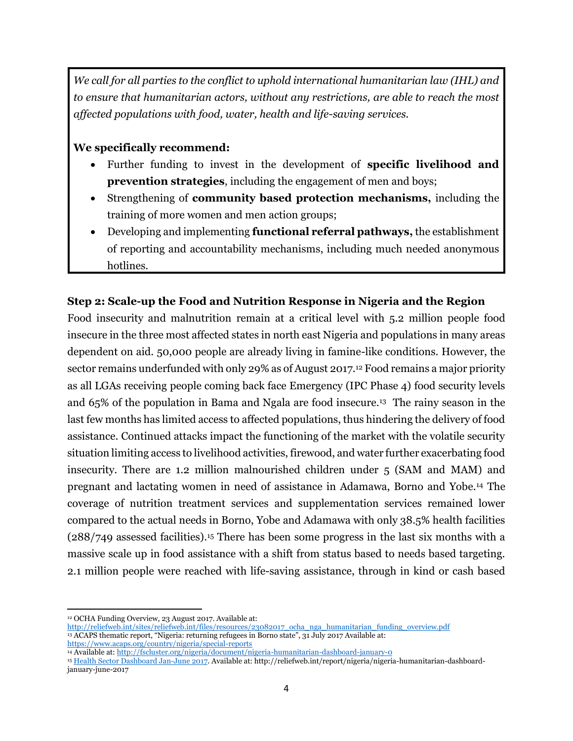*We call for all parties to the conflict to uphold international humanitarian law (IHL) and to ensure that humanitarian actors, without any restrictions, are able to reach the most affected populations with food, water, health and life-saving services.*

**We specifically recommend:**

- Further funding to invest in the development of **specific livelihood and prevention strategies**, including the engagement of men and boys;
- Strengthening of **community based protection mechanisms,** including the training of more women and men action groups;
- Developing and implementing **functional referral pathways,** the establishment of reporting and accountability mechanisms, including much needed anonymous hotlines.

**Step 2: Scale-up the Food and Nutrition Response in Nigeria and the Region**

Food insecurity and malnutrition remain at a critical level with 5.2 million people food insecure in the three most affected states in north east Nigeria and populations in many areas dependent on aid. 50,000 people are already living in famine-like conditions. However, the sector remains underfunded with only 29% as of August 2017.[12] Food remains a major priority as all LGAs receiving people coming back face Emergency (IPC Phase 4) food security levels and 65% of the population in Bama and Ngala are food insecure.[13] The rainy season in the last few months has limited access to affected populations, thus hindering the delivery of food assistance. Continued attacks impact the functioning of the market with the volatile security situation limiting access to livelihood activities, firewood, and water further exacerbating food insecurity. There are 1.2 million malnourished children under 5 (SAM and MAM) and pregnant and lactating women in need of assistance in Adamawa, Borno and Yobe.[14] The coverage of nutrition treatment services and supplementation services remained lower compared to the actual needs in Borno, Yobe and Adamawa with only 38.5% health facilities (288/749 assessed facilities).[15] There has been some progress in the last six months with a massive scale up in food assistance with a shift from status based to needs based targeting. 2.1 million people were reached with life-saving assistance, through in kind or cash based

---

[12] OCHA Funding Overview, 23 August 2017. Available at: http://reliefweb.int/sites/reliefweb.int/files/resources/23082017_ocha_nga_humanitarian_funding_overview.pdf

[13] ACAPS thematic report, "Nigeria: returning refugees in Borno state", 31 July 2017 Available at: https://www.acaps.org/country/nigeria/special-reports

[14] Available at: http://fscluster.org/nigeria/document/nigeria-humanitarian-dashboard-january-0

[15] Health Sector Dashboard Jan-June 2017. Available at: http://reliefweb.int/report/nigeria/nigeria-humanitarian-dashboard-january-june-2017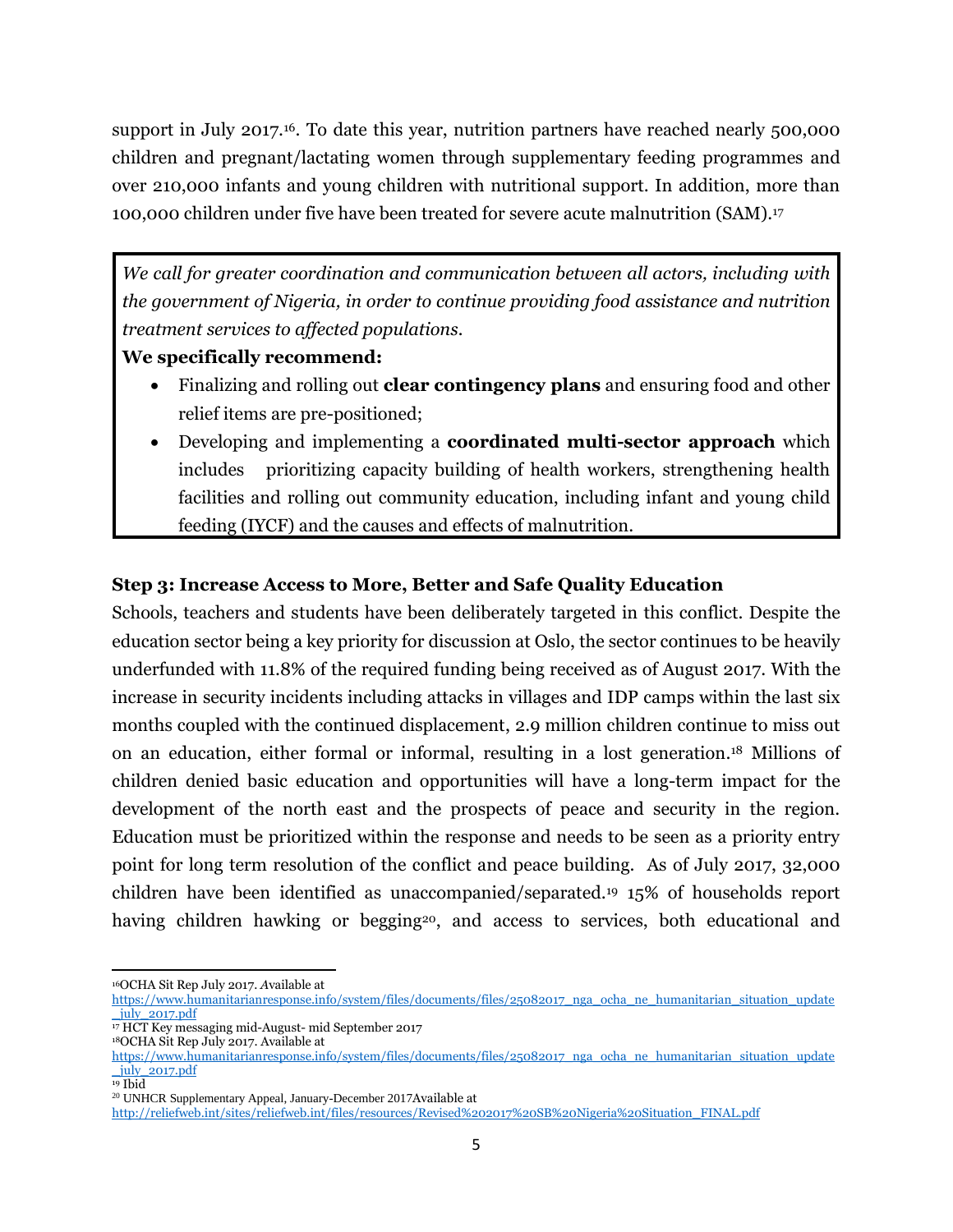support in July 2017.[16]. To date this year, nutrition partners have reached nearly 500,000 children and pregnant/lactating women through supplementary feeding programmes and over 210,000 infants and young children with nutritional support. In addition, more than 100,000 children under five have been treated for severe acute malnutrition (SAM).[17]

> *We call for greater coordination and communication between all actors, including with the government of Nigeria, in order to continue providing food assistance and nutrition treatment services to affected populations.*
>
> **We specifically recommend:**
>
> - Finalizing and rolling out **clear contingency plans** and ensuring food and other relief items are pre-positioned;
> - Developing and implementing a **coordinated multi-sector approach** which includes prioritizing capacity building of health workers, strengthening health facilities and rolling out community education, including infant and young child feeding (IYCF) and the causes and effects of malnutrition.

**Step 3: Increase Access to More, Better and Safe Quality Education**

Schools, teachers and students have been deliberately targeted in this conflict. Despite the education sector being a key priority for discussion at Oslo, the sector continues to be heavily underfunded with 11.8% of the required funding being received as of August 2017. With the increase in security incidents including attacks in villages and IDP camps within the last six months coupled with the continued displacement, 2.9 million children continue to miss out on an education, either formal or informal, resulting in a lost generation.[18] Millions of children denied basic education and opportunities will have a long-term impact for the development of the north east and the prospects of peace and security in the region. Education must be prioritized within the response and needs to be seen as a priority entry point for long term resolution of the conflict and peace building. As of July 2017, 32,000 children have been identified as unaccompanied/separated.[19] 15% of households report having children hawking or begging[20], and access to services, both educational and

---

[16] OCHA Sit Rep July 2017. Available at https://www.humanitarianresponse.info/system/files/documents/files/25082017_nga_ocha_ne_humanitarian_situation_update_july_2017.pdf

[17] HCT Key messaging mid-August- mid September 2017

[18] OCHA Sit Rep July 2017. Available at https://www.humanitarianresponse.info/system/files/documents/files/25082017_nga_ocha_ne_humanitarian_situation_update_july_2017.pdf

[19] Ibid

[20] UNHCR Supplementary Appeal, January-December 2017Available at http://reliefweb.int/sites/reliefweb.int/files/resources/Revised%202017%20SB%20Nigeria%20Situation_FINAL.pdf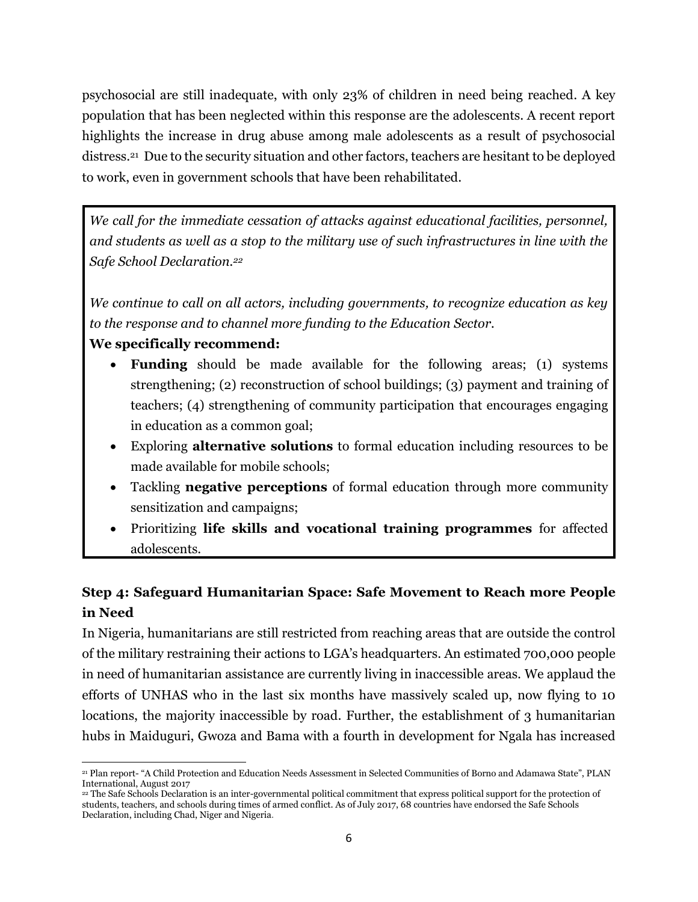psychosocial are still inadequate, with only 23% of children in need being reached. A key population that has been neglected within this response are the adolescents. A recent report highlights the increase in drug abuse among male adolescents as a result of psychosocial distress.[21] Due to the security situation and other factors, teachers are hesitant to be deployed to work, even in government schools that have been rehabilitated.

> *We call for the immediate cessation of attacks against educational facilities, personnel, and students as well as a stop to the military use of such infrastructures in line with the Safe School Declaration.[22]*
>
> *We continue to call on all actors, including governments, to recognize education as key to the response and to channel more funding to the Education Sector.*
>
> **We specifically recommend:**
>
> - **Funding** should be made available for the following areas; (1) systems strengthening; (2) reconstruction of school buildings; (3) payment and training of teachers; (4) strengthening of community participation that encourages engaging in education as a common goal;
> - Exploring **alternative solutions** to formal education including resources to be made available for mobile schools;
> - Tackling **negative perceptions** of formal education through more community sensitization and campaigns;
> - Prioritizing **life skills and vocational training programmes** for affected adolescents.

### Step 4: Safeguard Humanitarian Space: Safe Movement to Reach more People in Need

In Nigeria, humanitarians are still restricted from reaching areas that are outside the control of the military restraining their actions to LGA's headquarters. An estimated 700,000 people in need of humanitarian assistance are currently living in inaccessible areas. We applaud the efforts of UNHAS who in the last six months have massively scaled up, now flying to 10 locations, the majority inaccessible by road. Further, the establishment of 3 humanitarian hubs in Maiduguri, Gwoza and Bama with a fourth in development for Ngala has increased

---

[21] Plan report- "A Child Protection and Education Needs Assessment in Selected Communities of Borno and Adamawa State", PLAN International, August 2017

[22] The Safe Schools Declaration is an inter-governmental political commitment that express political support for the protection of students, teachers, and schools during times of armed conflict. As of July 2017, 68 countries have endorsed the Safe Schools Declaration, including Chad, Niger and Nigeria.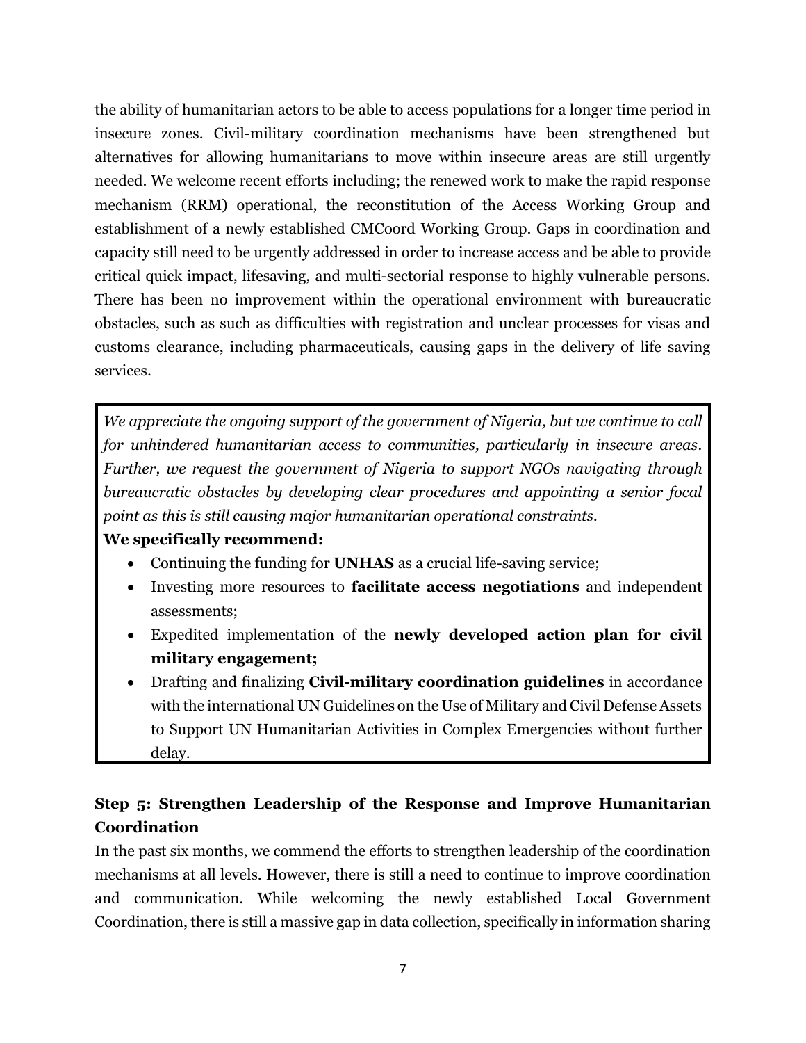the ability of humanitarian actors to be able to access populations for a longer time period in insecure zones. Civil-military coordination mechanisms have been strengthened but alternatives for allowing humanitarians to move within insecure areas are still urgently needed. We welcome recent efforts including; the renewed work to make the rapid response mechanism (RRM) operational, the reconstitution of the Access Working Group and establishment of a newly established CMCoord Working Group. Gaps in coordination and capacity still need to be urgently addressed in order to increase access and be able to provide critical quick impact, lifesaving, and multi-sectorial response to highly vulnerable persons. There has been no improvement within the operational environment with bureaucratic obstacles, such as such as difficulties with registration and unclear processes for visas and customs clearance, including pharmaceuticals, causing gaps in the delivery of life saving services.

> *We appreciate the ongoing support of the government of Nigeria, but we continue to call for unhindered humanitarian access to communities, particularly in insecure areas. Further, we request the government of Nigeria to support NGOs navigating through bureaucratic obstacles by developing clear procedures and appointing a senior focal point as this is still causing major humanitarian operational constraints.*
>
> **We specifically recommend:**
>
> - Continuing the funding for **UNHAS** as a crucial life-saving service;
> - Investing more resources to **facilitate access negotiations** and independent assessments;
> - Expedited implementation of the **newly developed action plan for civil military engagement;**
> - Drafting and finalizing **Civil-military coordination guidelines** in accordance with the international UN Guidelines on the Use of Military and Civil Defense Assets to Support UN Humanitarian Activities in Complex Emergencies without further delay.

## Step 5: Strengthen Leadership of the Response and Improve Humanitarian Coordination

In the past six months, we commend the efforts to strengthen leadership of the coordination mechanisms at all levels. However, there is still a need to continue to improve coordination and communication. While welcoming the newly established Local Government Coordination, there is still a massive gap in data collection, specifically in information sharing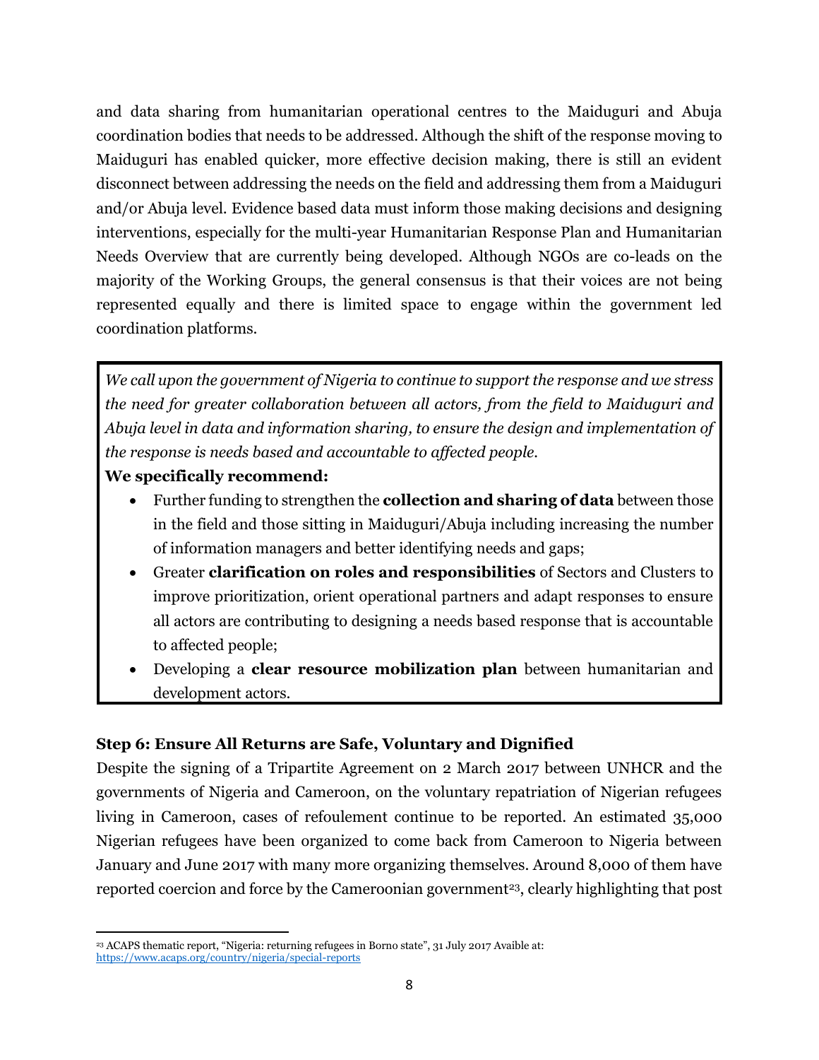and data sharing from humanitarian operational centres to the Maiduguri and Abuja coordination bodies that needs to be addressed. Although the shift of the response moving to Maiduguri has enabled quicker, more effective decision making, there is still an evident disconnect between addressing the needs on the field and addressing them from a Maiduguri and/or Abuja level. Evidence based data must inform those making decisions and designing interventions, especially for the multi-year Humanitarian Response Plan and Humanitarian Needs Overview that are currently being developed. Although NGOs are co-leads on the majority of the Working Groups, the general consensus is that their voices are not being represented equally and there is limited space to engage within the government led coordination platforms.

*We call upon the government of Nigeria to continue to support the response and we stress the need for greater collaboration between all actors, from the field to Maiduguri and Abuja level in data and information sharing, to ensure the design and implementation of the response is needs based and accountable to affected people.*

**We specifically recommend:**

- Further funding to strengthen the **collection and sharing of data** between those in the field and those sitting in Maiduguri/Abuja including increasing the number of information managers and better identifying needs and gaps;
- Greater **clarification on roles and responsibilities** of Sectors and Clusters to improve prioritization, orient operational partners and adapt responses to ensure all actors are contributing to designing a needs based response that is accountable to affected people;
- Developing a **clear resource mobilization plan** between humanitarian and development actors.

### Step 6: Ensure All Returns are Safe, Voluntary and Dignified

Despite the signing of a Tripartite Agreement on 2 March 2017 between UNHCR and the governments of Nigeria and Cameroon, on the voluntary repatriation of Nigerian refugees living in Cameroon, cases of refoulement continue to be reported. An estimated 35,000 Nigerian refugees have been organized to come back from Cameroon to Nigeria between January and June 2017 with many more organizing themselves. Around 8,000 of them have reported coercion and force by the Cameroonian government[23], clearly highlighting that post

[23] ACAPS thematic report, "Nigeria: returning refugees in Borno state", 31 July 2017 Avaible at: https://www.acaps.org/country/nigeria/special-reports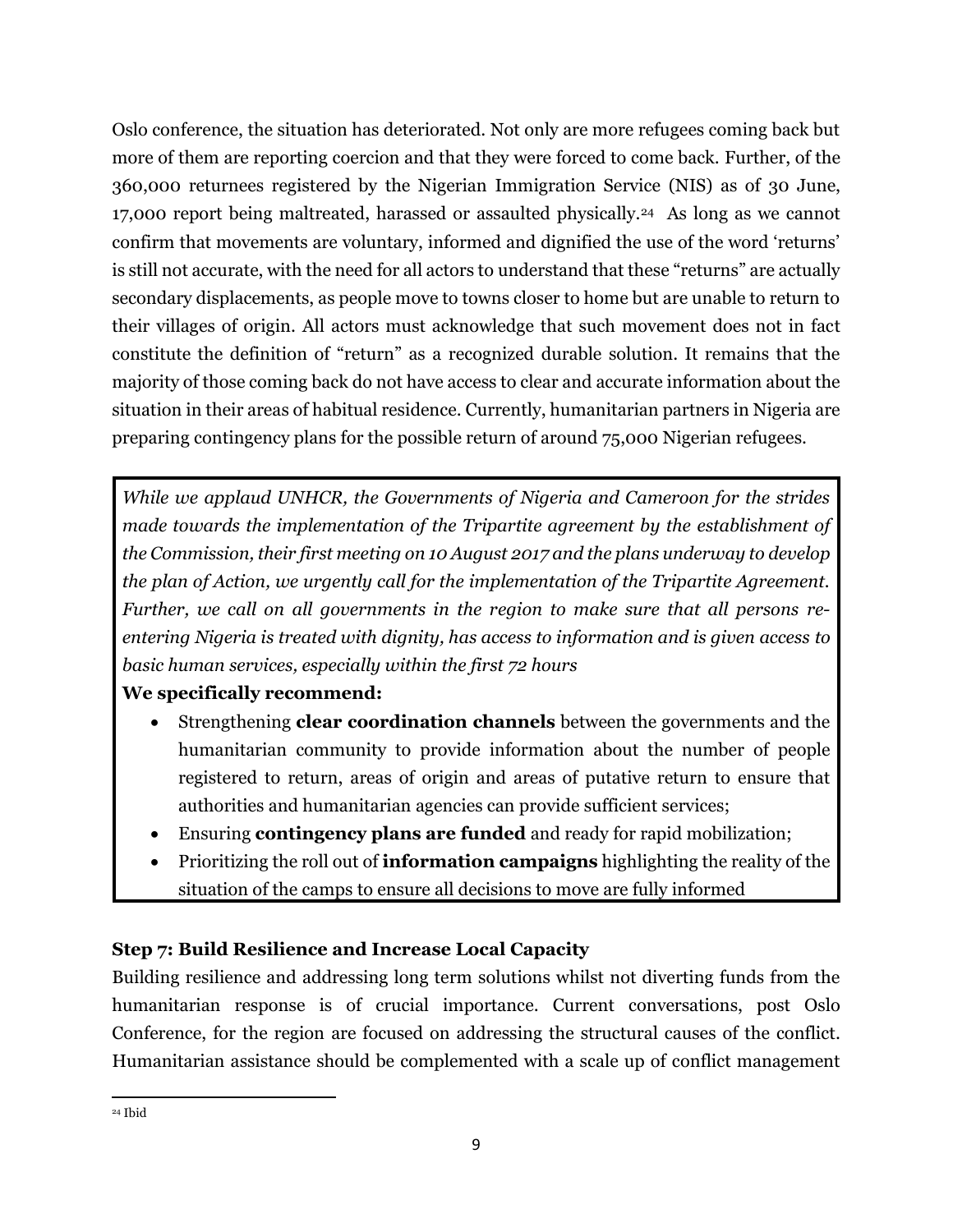Oslo conference, the situation has deteriorated. Not only are more refugees coming back but more of them are reporting coercion and that they were forced to come back. Further, of the 360,000 returnees registered by the Nigerian Immigration Service (NIS) as of 30 June, 17,000 report being maltreated, harassed or assaulted physically.[24] As long as we cannot confirm that movements are voluntary, informed and dignified the use of the word 'returns' is still not accurate, with the need for all actors to understand that these "returns" are actually secondary displacements, as people move to towns closer to home but are unable to return to their villages of origin. All actors must acknowledge that such movement does not in fact constitute the definition of "return" as a recognized durable solution. It remains that the majority of those coming back do not have access to clear and accurate information about the situation in their areas of habitual residence. Currently, humanitarian partners in Nigeria are preparing contingency plans for the possible return of around 75,000 Nigerian refugees.

*While we applaud UNHCR, the Governments of Nigeria and Cameroon for the strides made towards the implementation of the Tripartite agreement by the establishment of the Commission, their first meeting on 10 August 2017 and the plans underway to develop the plan of Action, we urgently call for the implementation of the Tripartite Agreement. Further, we call on all governments in the region to make sure that all persons re-entering Nigeria is treated with dignity, has access to information and is given access to basic human services, especially within the first 72 hours*

**We specifically recommend:**

- Strengthening **clear coordination channels** between the governments and the humanitarian community to provide information about the number of people registered to return, areas of origin and areas of putative return to ensure that authorities and humanitarian agencies can provide sufficient services;
- Ensuring **contingency plans are funded** and ready for rapid mobilization;
- Prioritizing the roll out of **information campaigns** highlighting the reality of the situation of the camps to ensure all decisions to move are fully informed

### Step 7: Build Resilience and Increase Local Capacity

Building resilience and addressing long term solutions whilst not diverting funds from the humanitarian response is of crucial importance. Current conversations, post Oslo Conference, for the region are focused on addressing the structural causes of the conflict. Humanitarian assistance should be complemented with a scale up of conflict management

[24] Ibid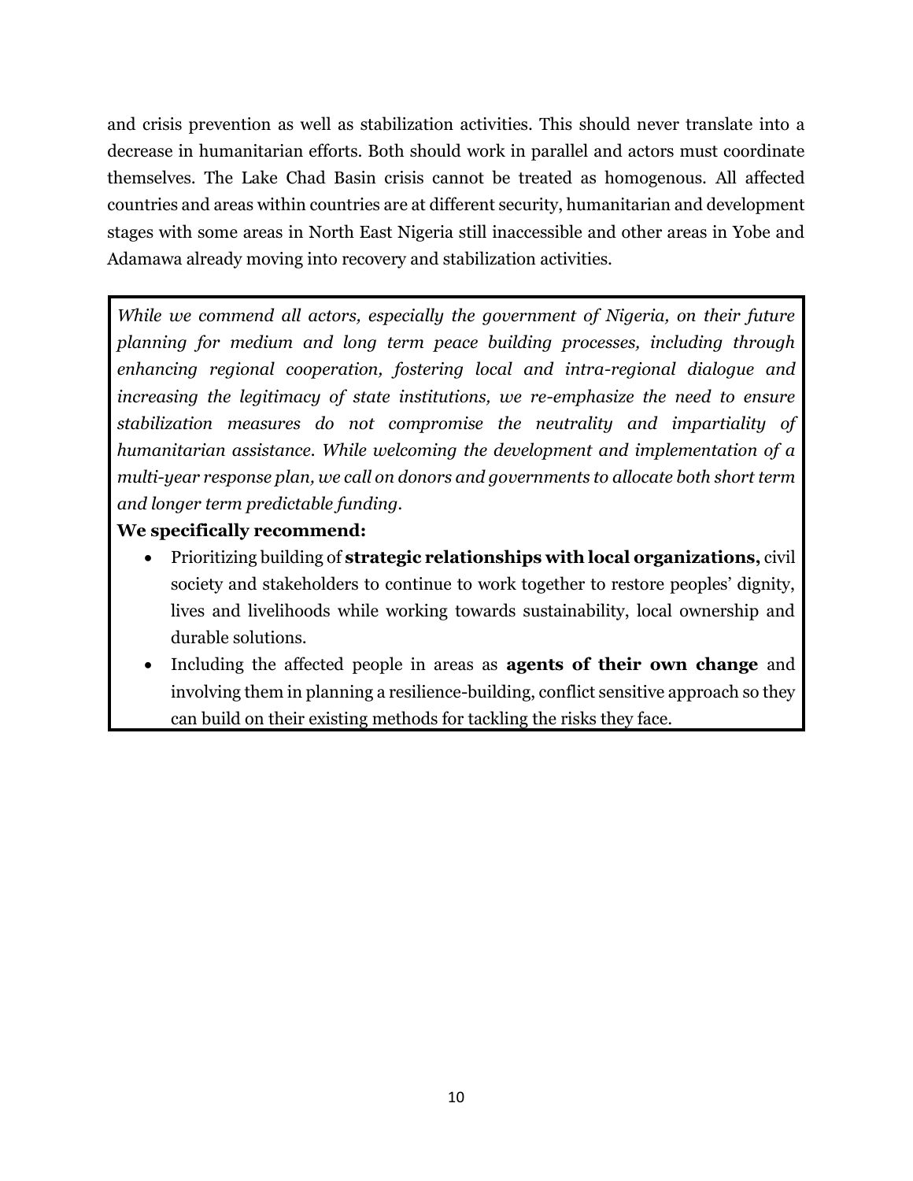and crisis prevention as well as stabilization activities. This should never translate into a decrease in humanitarian efforts. Both should work in parallel and actors must coordinate themselves. The Lake Chad Basin crisis cannot be treated as homogenous. All affected countries and areas within countries are at different security, humanitarian and development stages with some areas in North East Nigeria still inaccessible and other areas in Yobe and Adamawa already moving into recovery and stabilization activities.

*While we commend all actors, especially the government of Nigeria, on their future planning for medium and long term peace building processes, including through enhancing regional cooperation, fostering local and intra-regional dialogue and increasing the legitimacy of state institutions, we re-emphasize the need to ensure stabilization measures do not compromise the neutrality and impartiality of humanitarian assistance. While welcoming the development and implementation of a multi-year response plan, we call on donors and governments to allocate both short term and longer term predictable funding.*

**We specifically recommend:**

- Prioritizing building of **strategic relationships with local organizations,** civil society and stakeholders to continue to work together to restore peoples' dignity, lives and livelihoods while working towards sustainability, local ownership and durable solutions.
- Including the affected people in areas as **agents of their own change** and involving them in planning a resilience-building, conflict sensitive approach so they can build on their existing methods for tackling the risks they face.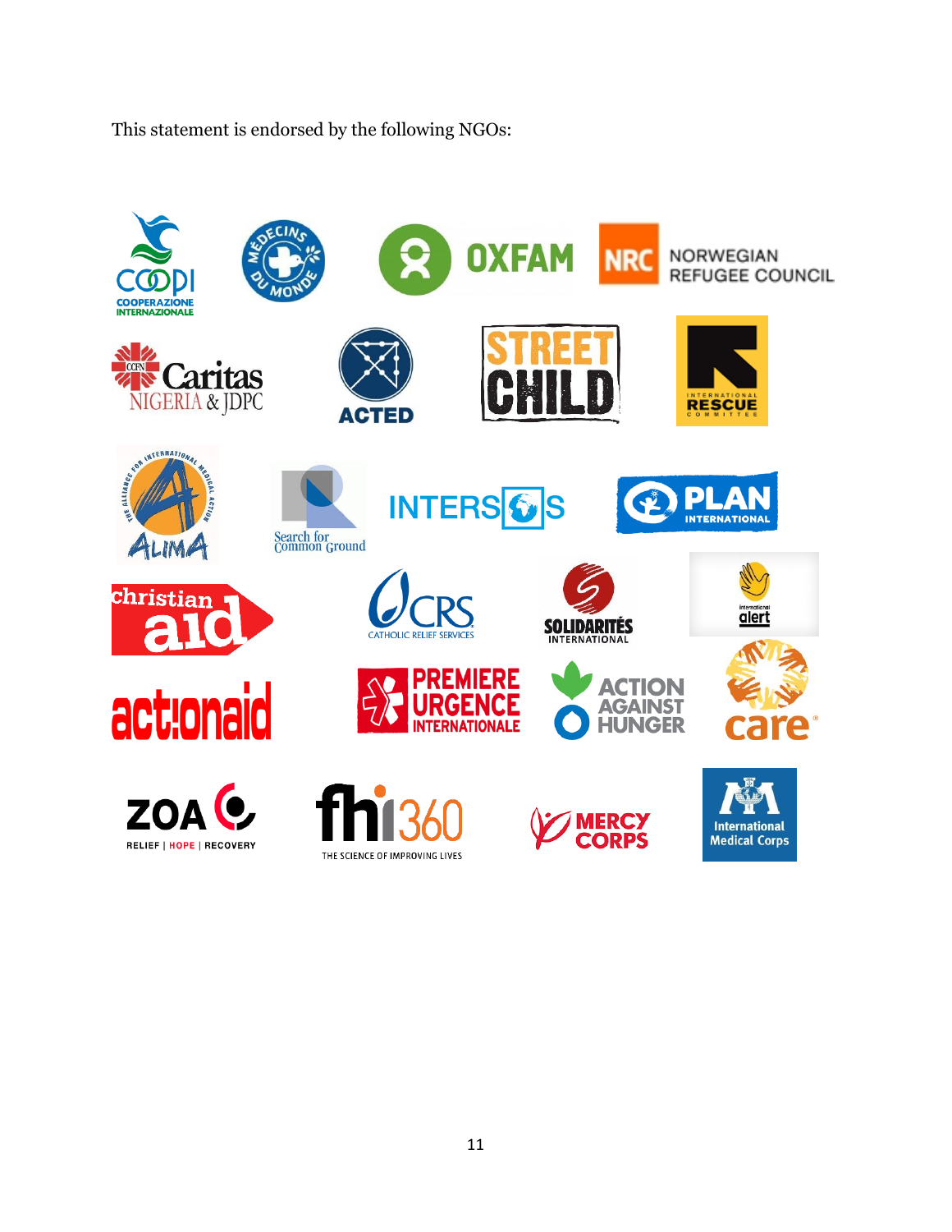This statement is endorsed by the following NGOs:

COOPI COOPERAZIONE INTERNAZIONALE

MÉDECINS DU MONDE

OXFAM

NRC NORWEGIAN REFUGEE COUNCIL

CCFN Caritas NIGERIA & JDPC

ACTED

STREET CHILD

INTERNATIONAL RESCUE COMMITTEE

THE ALLIANCE FOR INTERNATIONAL MEDICAL ACTION ALIMA

Search for Common Ground

INTERSOS

PLAN INTERNATIONAL

christian aid

CRS CATHOLIC RELIEF SERVICES

SOLIDARITÉS INTERNATIONAL

International alert

actionaid

PREMIERE URGENCE INTERNATIONALE

ACTION AGAINST HUNGER

care

ZOA RELIEF | HOPE | RECOVERY

fhi360 THE SCIENCE OF IMPROVING LIVES

MERCY CORPS

International Medical Corps